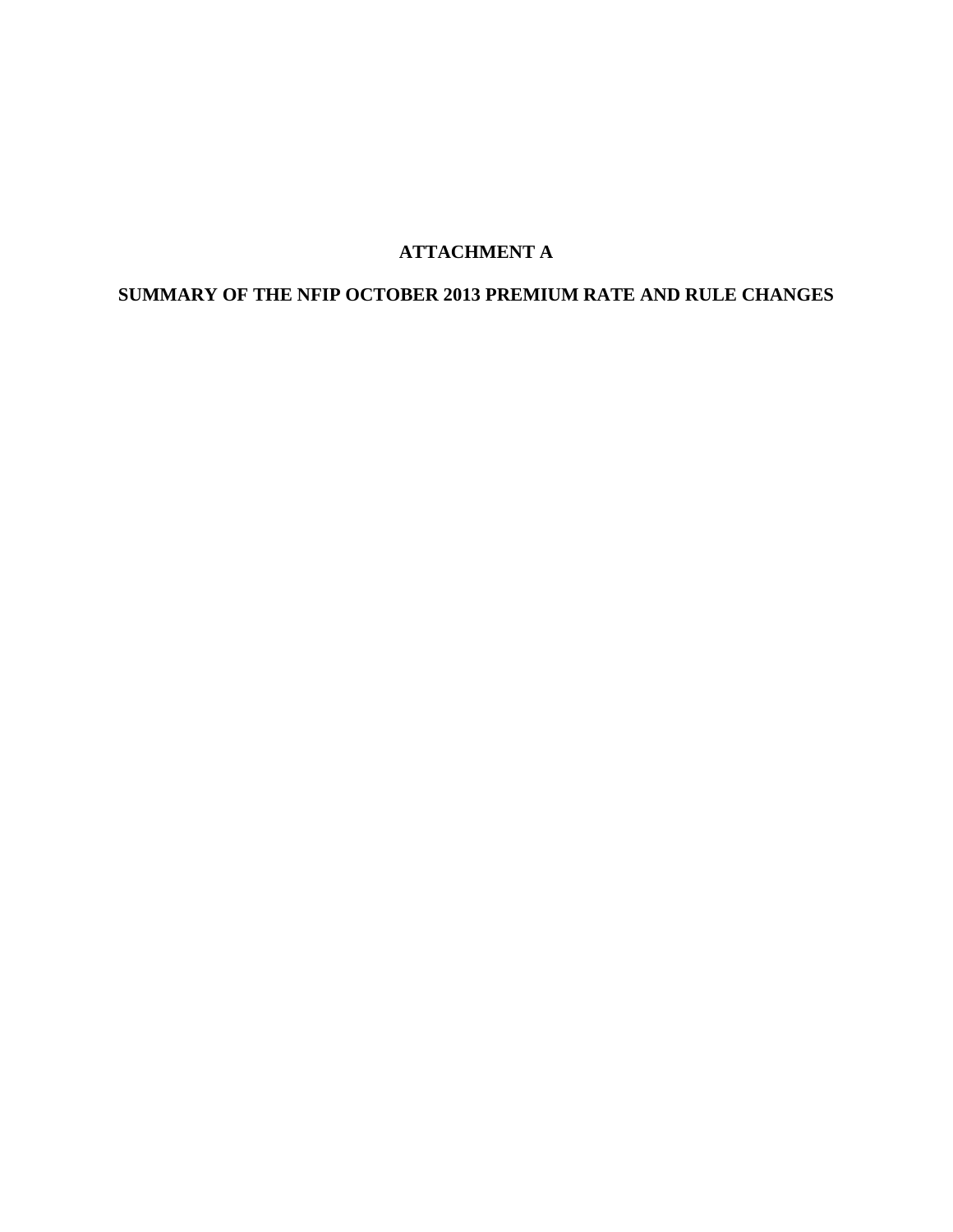# ATTACHMENT A

## SUMMARY OF THE NFIP OCTOBER 2013 PREMIUM RATE AND RULE CHANGES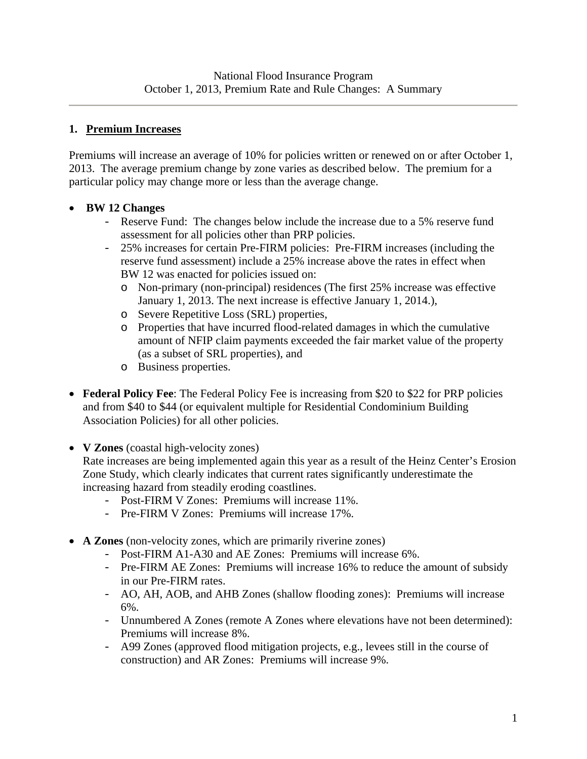National Flood Insurance Program
October 1, 2013, Premium Rate and Rule Changes: A Summary

---

## 1. Premium Increases

Premiums will increase an average of 10% for policies written or renewed on or after October 1, 2013. The average premium change by zone varies as described below. The premium for a particular policy may change more or less than the average change.

- **BW 12 Changes**
  - Reserve Fund: The changes below include the increase due to a 5% reserve fund assessment for all policies other than PRP policies.
  - 25% increases for certain Pre-FIRM policies: Pre-FIRM increases (including the reserve fund assessment) include a 25% increase above the rates in effect when BW 12 was enacted for policies issued on:
    - Non-primary (non-principal) residences (The first 25% increase was effective January 1, 2013. The next increase is effective January 1, 2014.),
    - Severe Repetitive Loss (SRL) properties,
    - Properties that have incurred flood-related damages in which the cumulative amount of NFIP claim payments exceeded the fair market value of the property (as a subset of SRL properties), and
    - Business properties.

- **Federal Policy Fee**: The Federal Policy Fee is increasing from $20 to $22 for PRP policies and from $40 to $44 (or equivalent multiple for Residential Condominium Building Association Policies) for all other policies.

- **V Zones** (coastal high-velocity zones)
  Rate increases are being implemented again this year as a result of the Heinz Center's Erosion Zone Study, which clearly indicates that current rates significantly underestimate the increasing hazard from steadily eroding coastlines.
  - Post-FIRM V Zones: Premiums will increase 11%.
  - Pre-FIRM V Zones: Premiums will increase 17%.

- **A Zones** (non-velocity zones, which are primarily riverine zones)
  - Post-FIRM A1-A30 and AE Zones: Premiums will increase 6%.
  - Pre-FIRM AE Zones: Premiums will increase 16% to reduce the amount of subsidy in our Pre-FIRM rates.
  - AO, AH, AOB, and AHB Zones (shallow flooding zones): Premiums will increase 6%.
  - Unnumbered A Zones (remote A Zones where elevations have not been determined): Premiums will increase 8%.
  - A99 Zones (approved flood mitigation projects, e.g., levees still in the course of construction) and AR Zones: Premiums will increase 9%.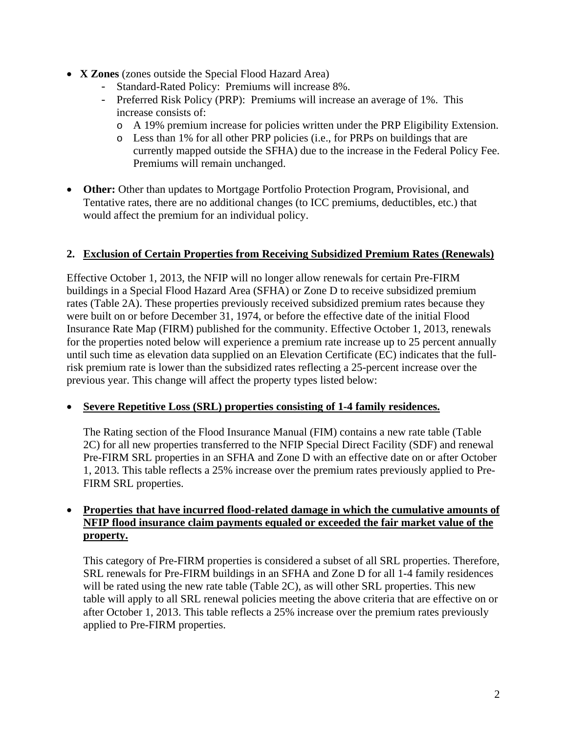- **X Zones** (zones outside the Special Flood Hazard Area)
  - Standard-Rated Policy: Premiums will increase 8%.
  - Preferred Risk Policy (PRP): Premiums will increase an average of 1%. This increase consists of:
    - A 19% premium increase for policies written under the PRP Eligibility Extension.
    - Less than 1% for all other PRP policies (i.e., for PRPs on buildings that are currently mapped outside the SFHA) due to the increase in the Federal Policy Fee. Premiums will remain unchanged.

- **Other:** Other than updates to Mortgage Portfolio Protection Program, Provisional, and Tentative rates, there are no additional changes (to ICC premiums, deductibles, etc.) that would affect the premium for an individual policy.

## 2. Exclusion of Certain Properties from Receiving Subsidized Premium Rates (Renewals)

Effective October 1, 2013, the NFIP will no longer allow renewals for certain Pre-FIRM buildings in a Special Flood Hazard Area (SFHA) or Zone D to receive subsidized premium rates (Table 2A). These properties previously received subsidized premium rates because they were built on or before December 31, 1974, or before the effective date of the initial Flood Insurance Rate Map (FIRM) published for the community. Effective October 1, 2013, renewals for the properties noted below will experience a premium rate increase up to 25 percent annually until such time as elevation data supplied on an Elevation Certificate (EC) indicates that the full-risk premium rate is lower than the subsidized rates reflecting a 25-percent increase over the previous year. This change will affect the property types listed below:

- **Severe Repetitive Loss (SRL) properties consisting of 1-4 family residences.**

  The Rating section of the Flood Insurance Manual (FIM) contains a new rate table (Table 2C) for all new properties transferred to the NFIP Special Direct Facility (SDF) and renewal Pre-FIRM SRL properties in an SFHA and Zone D with an effective date on or after October 1, 2013. This table reflects a 25% increase over the premium rates previously applied to Pre-FIRM SRL properties.

- **Properties that have incurred flood-related damage in which the cumulative amounts of NFIP flood insurance claim payments equaled or exceeded the fair market value of the property.**

  This category of Pre-FIRM properties is considered a subset of all SRL properties. Therefore, SRL renewals for Pre-FIRM buildings in an SFHA and Zone D for all 1-4 family residences will be rated using the new rate table (Table 2C), as will other SRL properties. This new table will apply to all SRL renewal policies meeting the above criteria that are effective on or after October 1, 2013. This table reflects a 25% increase over the premium rates previously applied to Pre-FIRM properties.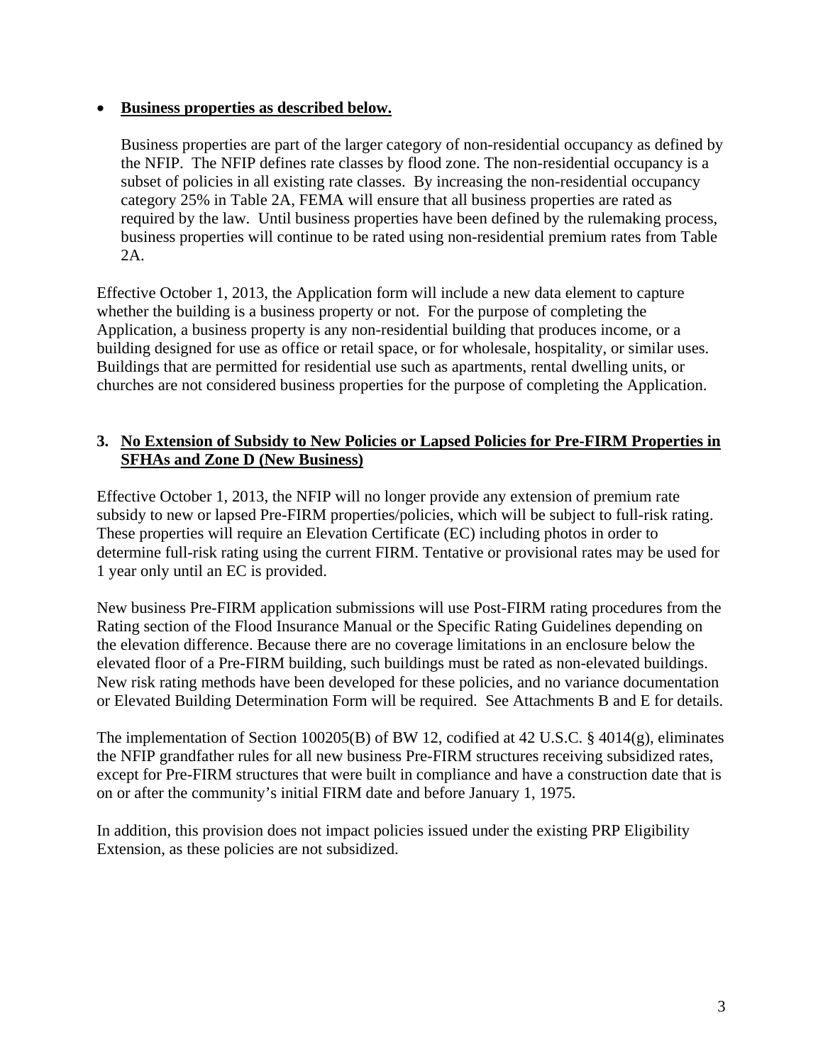- **Business properties as described below.**

  Business properties are part of the larger category of non-residential occupancy as defined by the NFIP. The NFIP defines rate classes by flood zone. The non-residential occupancy is a subset of policies in all existing rate classes. By increasing the non-residential occupancy category 25% in Table 2A, FEMA will ensure that all business properties are rated as required by the law. Until business properties have been defined by the rulemaking process, business properties will continue to be rated using non-residential premium rates from Table 2A.

Effective October 1, 2013, the Application form will include a new data element to capture whether the building is a business property or not. For the purpose of completing the Application, a business property is any non-residential building that produces income, or a building designed for use as office or retail space, or for wholesale, hospitality, or similar uses. Buildings that are permitted for residential use such as apartments, rental dwelling units, or churches are not considered business properties for the purpose of completing the Application.

## 3. No Extension of Subsidy to New Policies or Lapsed Policies for Pre-FIRM Properties in SFHAs and Zone D (New Business)

Effective October 1, 2013, the NFIP will no longer provide any extension of premium rate subsidy to new or lapsed Pre-FIRM properties/policies, which will be subject to full-risk rating. These properties will require an Elevation Certificate (EC) including photos in order to determine full-risk rating using the current FIRM. Tentative or provisional rates may be used for 1 year only until an EC is provided.

New business Pre-FIRM application submissions will use Post-FIRM rating procedures from the Rating section of the Flood Insurance Manual or the Specific Rating Guidelines depending on the elevation difference. Because there are no coverage limitations in an enclosure below the elevated floor of a Pre-FIRM building, such buildings must be rated as non-elevated buildings. New risk rating methods have been developed for these policies, and no variance documentation or Elevated Building Determination Form will be required. See Attachments B and E for details.

The implementation of Section 100205(B) of BW 12, codified at 42 U.S.C. § 4014(g), eliminates the NFIP grandfather rules for all new business Pre-FIRM structures receiving subsidized rates, except for Pre-FIRM structures that were built in compliance and have a construction date that is on or after the community's initial FIRM date and before January 1, 1975.

In addition, this provision does not impact policies issued under the existing PRP Eligibility Extension, as these policies are not subsidized.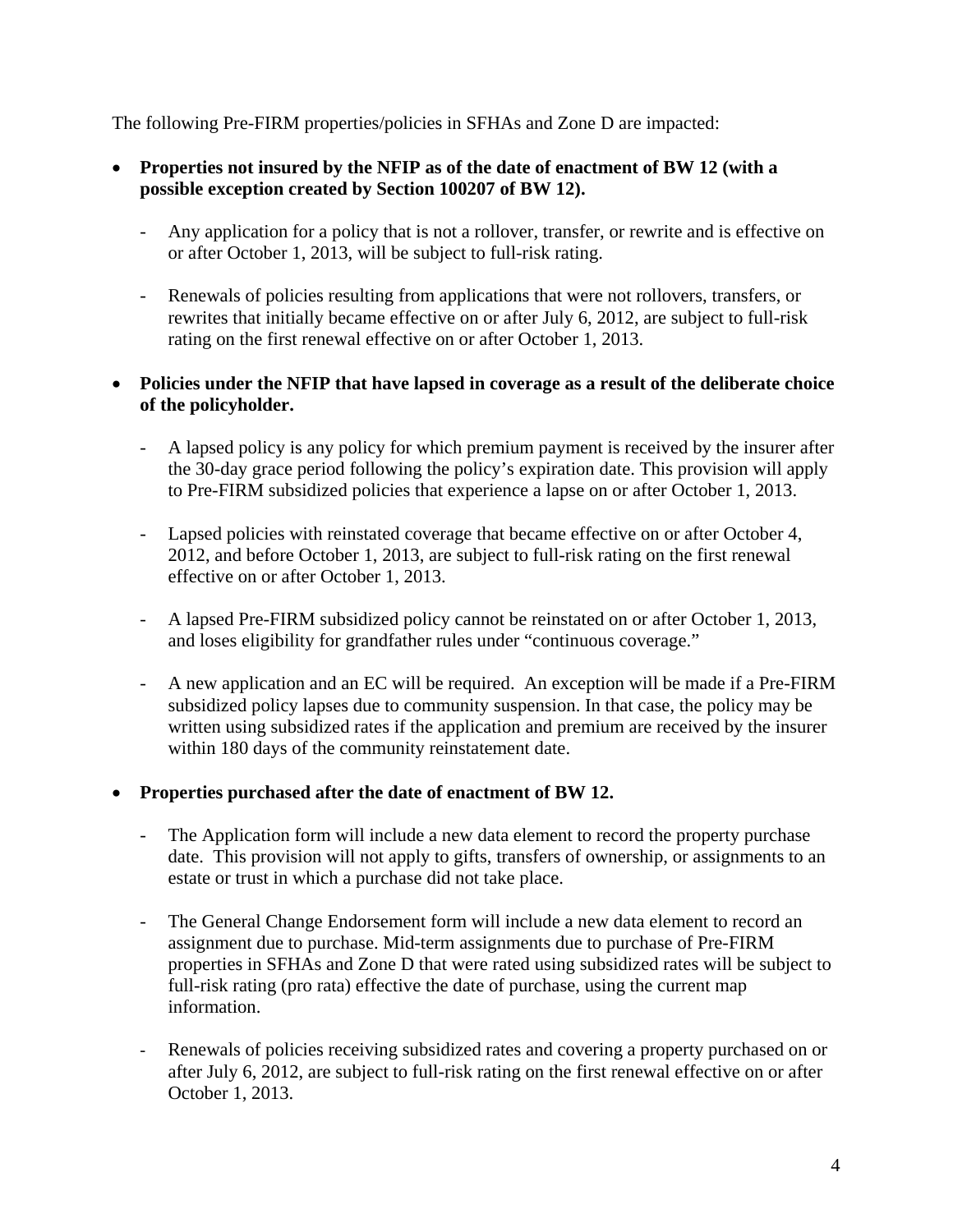The following Pre-FIRM properties/policies in SFHAs and Zone D are impacted:

- **Properties not insured by the NFIP as of the date of enactment of BW 12 (with a possible exception created by Section 100207 of BW 12).**
  - Any application for a policy that is not a rollover, transfer, or rewrite and is effective on or after October 1, 2013, will be subject to full-risk rating.
  - Renewals of policies resulting from applications that were not rollovers, transfers, or rewrites that initially became effective on or after July 6, 2012, are subject to full-risk rating on the first renewal effective on or after October 1, 2013.

- **Policies under the NFIP that have lapsed in coverage as a result of the deliberate choice of the policyholder.**
  - A lapsed policy is any policy for which premium payment is received by the insurer after the 30-day grace period following the policy's expiration date. This provision will apply to Pre-FIRM subsidized policies that experience a lapse on or after October 1, 2013.
  - Lapsed policies with reinstated coverage that became effective on or after October 4, 2012, and before October 1, 2013, are subject to full-risk rating on the first renewal effective on or after October 1, 2013.
  - A lapsed Pre-FIRM subsidized policy cannot be reinstated on or after October 1, 2013, and loses eligibility for grandfather rules under "continuous coverage."
  - A new application and an EC will be required. An exception will be made if a Pre-FIRM subsidized policy lapses due to community suspension. In that case, the policy may be written using subsidized rates if the application and premium are received by the insurer within 180 days of the community reinstatement date.

- **Properties purchased after the date of enactment of BW 12.**
  - The Application form will include a new data element to record the property purchase date. This provision will not apply to gifts, transfers of ownership, or assignments to an estate or trust in which a purchase did not take place.
  - The General Change Endorsement form will include a new data element to record an assignment due to purchase. Mid-term assignments due to purchase of Pre-FIRM properties in SFHAs and Zone D that were rated using subsidized rates will be subject to full-risk rating (pro rata) effective the date of purchase, using the current map information.
  - Renewals of policies receiving subsidized rates and covering a property purchased on or after July 6, 2012, are subject to full-risk rating on the first renewal effective on or after October 1, 2013.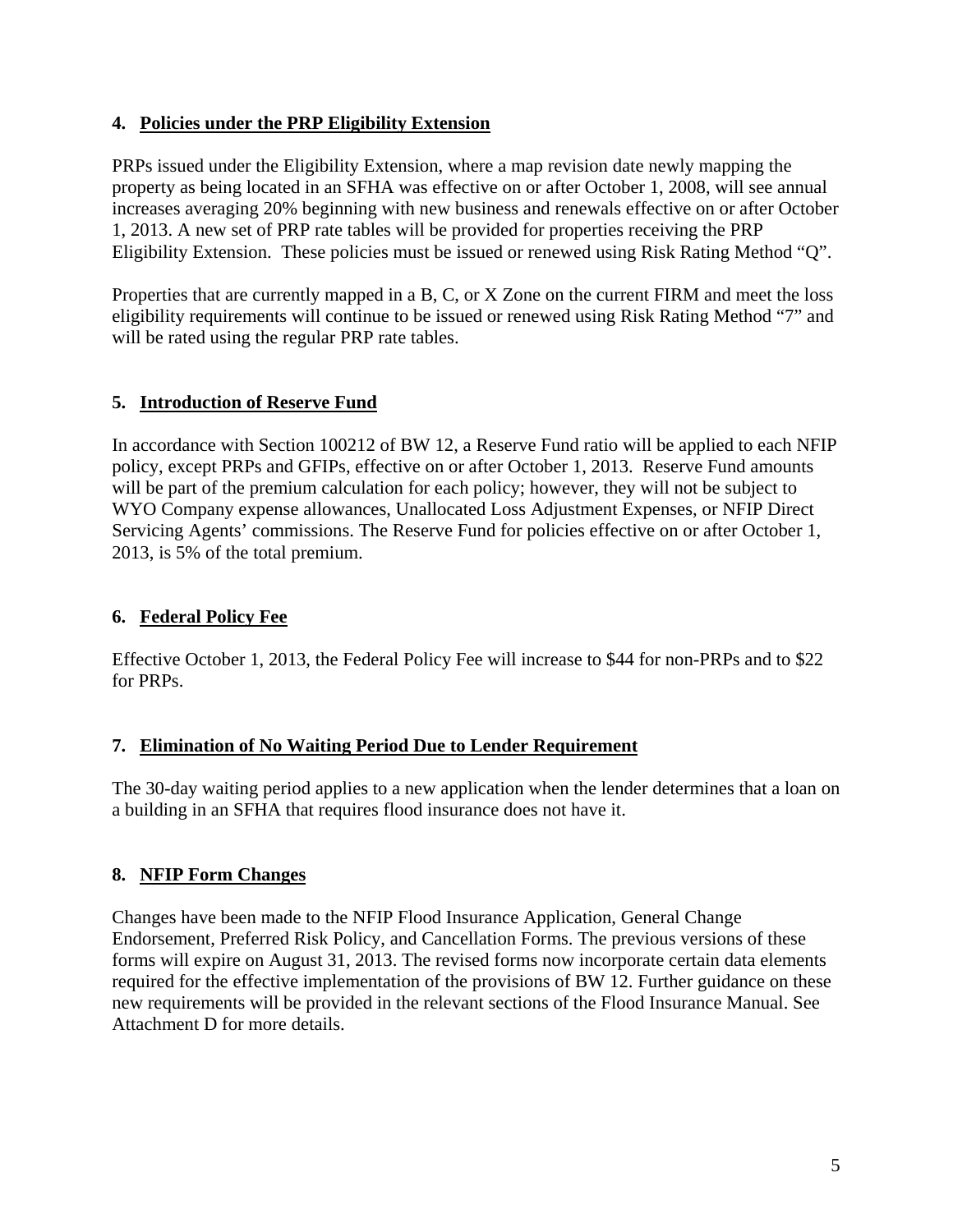## 4. Policies under the PRP Eligibility Extension

PRPs issued under the Eligibility Extension, where a map revision date newly mapping the property as being located in an SFHA was effective on or after October 1, 2008, will see annual increases averaging 20% beginning with new business and renewals effective on or after October 1, 2013. A new set of PRP rate tables will be provided for properties receiving the PRP Eligibility Extension. These policies must be issued or renewed using Risk Rating Method "Q".

Properties that are currently mapped in a B, C, or X Zone on the current FIRM and meet the loss eligibility requirements will continue to be issued or renewed using Risk Rating Method "7" and will be rated using the regular PRP rate tables.

## 5. Introduction of Reserve Fund

In accordance with Section 100212 of BW 12, a Reserve Fund ratio will be applied to each NFIP policy, except PRPs and GFIPs, effective on or after October 1, 2013. Reserve Fund amounts will be part of the premium calculation for each policy; however, they will not be subject to WYO Company expense allowances, Unallocated Loss Adjustment Expenses, or NFIP Direct Servicing Agents' commissions. The Reserve Fund for policies effective on or after October 1, 2013, is 5% of the total premium.

## 6. Federal Policy Fee

Effective October 1, 2013, the Federal Policy Fee will increase to $44 for non-PRPs and to $22 for PRPs.

## 7. Elimination of No Waiting Period Due to Lender Requirement

The 30-day waiting period applies to a new application when the lender determines that a loan on a building in an SFHA that requires flood insurance does not have it.

## 8. NFIP Form Changes

Changes have been made to the NFIP Flood Insurance Application, General Change Endorsement, Preferred Risk Policy, and Cancellation Forms. The previous versions of these forms will expire on August 31, 2013. The revised forms now incorporate certain data elements required for the effective implementation of the provisions of BW 12. Further guidance on these new requirements will be provided in the relevant sections of the Flood Insurance Manual. See Attachment D for more details.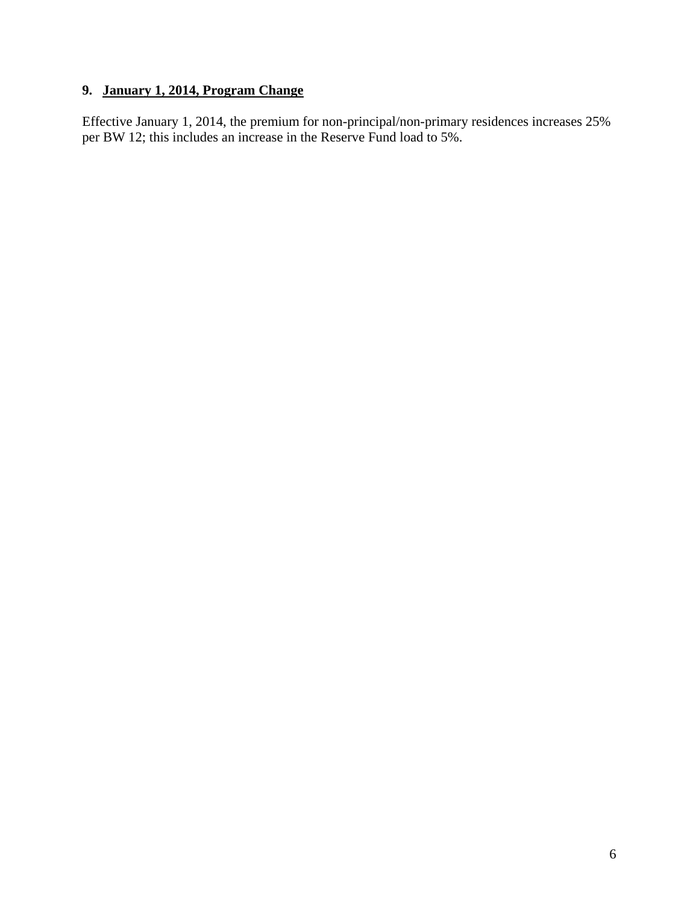## 9. January 1, 2014, Program Change

Effective January 1, 2014, the premium for non-principal/non-primary residences increases 25% per BW 12; this includes an increase in the Reserve Fund load to 5%.